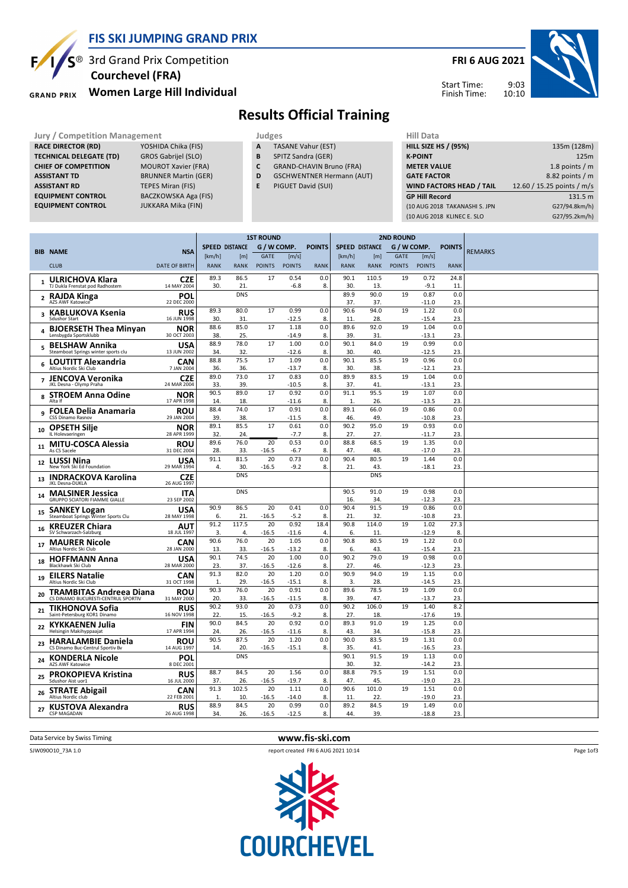# FIS SKI JUMPING GRAND PRIX

3rd Grand Prix Competition
**Courchevel (FRA)**
**Women Large Hill Individual**

**FRI 6 AUG 2021**

Start Time: 9:03
Finish Time: 10:10

## Results Official Training

**Jury / Competition Management**

| | |
|---|---|
| RACE DIRECTOR (RD) | YOSHIDA Chika (FIS) |
| TECHNICAL DELEGATE (TD) | GROS Gabrijel (SLO) |
| CHIEF OF COMPETITION | MOUROT Xavier (FRA) |
| ASSISTANT TD | BRUNNER Martin (GER) |
| ASSISTANT RD | TEPES Miran (FIS) |
| EQUIPMENT CONTROL | BACZKOWSKA Aga (FIS) |
| EQUIPMENT CONTROL | JUKKARA Mika (FIN) |

**Judges**

| | |
|---|---|
| A | TASANE Vahur (EST) |
| B | SPITZ Sandra (GER) |
| C | GRAND-CHAVIN Bruno (FRA) |
| D | GSCHWENTNER Hermann (AUT) |
| E | PIGUET David (SUI) |

**Hill Data**

| | |
|---|---|
| HILL SIZE HS / (95%) | 135m (128m) |
| K-POINT | 125m |
| METER VALUE | 1.8 points / m |
| GATE FACTOR | 8.82 points / m |
| WIND FACTORS HEAD / TAIL | 12.60 / 15.25 points / m/s |
| GP Hill Record | 131.5 m |
| (10 AUG 2018 TAKANASHI S. JPN | G27/94.8km/h) |
| (10 AUG 2018 KLINEC E. SLO | G27/95.2km/h) |

| BIB | NAME / CLUB | NSA / DATE OF BIRTH | 1st Speed [km/h] / RANK | 1st Distance [m] / RANK | 1st Gate / POINTS | 1st Wind [m/s] / POINTS | 1st POINTS / RANK | 2nd Speed [km/h] / RANK | 2nd Distance [m] / RANK | 2nd Gate / POINTS | 2nd Wind [m/s] / POINTS | 2nd POINTS / RANK | REMARKS |
|---|---|---|---|---|---|---|---|---|---|---|---|---|---|
| 1 | ULRICHOVA Klara / TJ Dukla Frenstat pod Radhostem | CZE / 14 MAY 2004 | 89.3 / 30. | 86.5 / 21. | 17 | 0.54 / -6.8 | 0.0 / 8. | 90.1 / 30. | 110.5 / 13. | 19 | 0.72 / -9.1 | 24.8 / 11. | |
| 2 | RAJDA Kinga / AZS AWF Katowice | POL / 22 DEC 2000 | | DNS | | | | 89.9 / 37. | 90.0 / 37. | 19 | 0.87 / -11.0 | 0.0 / 23. | |
| 3 | KABLUKOVA Ksenia / Sdushor Start | RUS / 16 JUN 1998 | 89.3 / 30. | 80.0 / 31. | 17 | 0.99 / -12.5 | 0.0 / 8. | 90.6 / 11. | 94.0 / 28. | 19 | 1.22 / -15.4 | 0.0 / 23. | |
| 4 | BJOERSETH Thea Minyan / Lensbygda Sportsklubb | NOR / 30 OCT 2003 | 88.6 / 38. | 85.0 / 25. | 17 | 1.18 / -14.9 | 0.0 / 8. | 89.6 / 39. | 92.0 / 31. | 19 | 1.04 / -13.1 | 0.0 / 23. | |
| 5 | BELSHAW Annika / Steamboat Springs winter sports clu | USA / 13 JUN 2002 | 88.9 / 34. | 78.0 / 32. | 17 | 1.00 / -12.6 | 0.0 / 8. | 90.1 / 30. | 84.0 / 40. | 19 | 0.99 / -12.5 | 0.0 / 23. | |
| 6 | LOUTITT Alexandria / Altius Nordic Ski Club | CAN / 7 JAN 2004 | 88.8 / 36. | 75.5 / 36. | 17 | 1.09 / -13.7 | 0.0 / 8. | 90.1 / 30. | 85.5 / 38. | 19 | 0.96 / -12.1 | 0.0 / 23. | |
| 7 | JENCOVA Veronika / JKL Desna - Olymp Praha | CZE / 24 MAR 2004 | 89.0 / 33. | 73.0 / 39. | 17 | 0.83 / -10.5 | 0.0 / 8. | 89.9 / 37. | 83.5 / 41. | 19 | 1.04 / -13.1 | 0.0 / 23. | |
| 8 | STROEM Anna Odine / Alta If | NOR / 17 APR 1998 | 90.5 / 14. | 89.0 / 18. | 17 | 0.92 / -11.6 | 0.0 / 8. | 91.1 / 1. | 95.5 / 26. | 19 | 1.07 / -13.5 | 0.0 / 23. | |
| 9 | FOLEA Delia Anamaria / CSS Dinamo Rasnov | ROU / 29 JAN 2004 | 88.4 / 39. | 74.0 / 38. | 17 | 0.91 / -11.5 | 0.0 / 8. | 89.1 / 46. | 66.0 / 49. | 19 | 0.86 / -10.8 | 0.0 / 23. | |
| 10 | OPSETH Silje / IL Holevaeringen | NOR / 28 APR 1999 | 89.1 / 32. | 85.5 / 24. | 17 | 0.61 / -7.7 | 0.0 / 8. | 90.2 / 27. | 95.0 / 27. | 19 | 0.93 / -11.7 | 0.0 / 23. | |
| 11 | MITU-COSCA Alessia / As CS Sacele | ROU / 31 DEC 2004 | 89.6 / 28. | 76.0 / 33. | 20 / -16.5 | 0.53 / -6.7 | 0.0 / 8. | 88.8 / 47. | 68.5 / 48. | 19 | 1.35 / -17.0 | 0.0 / 23. | |
| 12 | LUSSI Nina / New York Ski Ed Foundation | USA / 29 MAR 1994 | 91.1 / 4. | 81.5 / 30. | 20 / -16.5 | 0.73 / -9.2 | 0.0 / 8. | 90.4 / 21. | 80.5 / 43. | 19 | 1.44 / -18.1 | 0.0 / 23. | |
| 13 | INDRACKOVA Karolina / JKL Desna-DUKLA | CZE / 26 AUG 1997 | | DNS | | | | | DNS | | | | |
| 14 | MALSINER Jessica / GRUPPO SCIATORI FIAMME GIALLE | ITA / 23 SEP 2002 | | DNS | | | | 90.5 / 16. | 91.0 / 34. | 19 | 0.98 / -12.3 | 0.0 / 23. | |
| 15 | SANKEY Logan / Steamboat Springs Winter Sports Clu | USA / 28 MAY 1998 | 90.9 / 6. | 86.5 / 21. | 20 / -16.5 | 0.41 / -5.2 | 0.0 / 8. | 90.4 / 21. | 91.5 / 32. | 19 | 0.86 / -10.8 | 0.0 / 23. | |
| 16 | KREUZER Chiara / SV Schwarzach-Salzburg | AUT / 18 JUL 1997 | 91.2 / 3. | 117.5 / 4. | 20 / -16.5 | 0.92 / -11.6 | 18.4 / 4. | 90.8 / 6. | 114.0 / 11. | 19 | 1.02 / -12.9 | 27.3 / 8. | |
| 17 | MAURER Nicole / Altius Nordic Ski Club | CAN / 28 JAN 2000 | 90.6 / 13. | 76.0 / 33. | 20 / -16.5 | 1.05 / -13.2 | 0.0 / 8. | 90.8 / 6. | 80.5 / 43. | 19 | 1.22 / -15.4 | 0.0 / 23. | |
| 18 | HOFFMANN Anna / Blackhawk Ski Club | USA / 28 MAR 2000 | 90.1 / 23. | 74.5 / 37. | 20 / -16.5 | 1.00 / -12.6 | 0.0 / 8. | 90.2 / 27. | 79.0 / 46. | 19 | 0.98 / -12.3 | 0.0 / 23. | |
| 19 | EILERS Natalie / Altius Nordic Ski Club | CAN / 31 OCT 1998 | 91.3 / 1. | 82.0 / 29. | 20 / -16.5 | 1.20 / -15.1 | 0.0 / 8. | 90.9 / 3. | 94.0 / 28. | 19 | 1.15 / -14.5 | 0.0 / 23. | |
| 20 | TRAMBITAS Andreea Diana / CS DINAMO BUCURESTI-CENTRUL SPORTIV | ROU / 31 MAY 2000 | 90.3 / 20. | 76.0 / 33. | 20 / -16.5 | 0.91 / -11.5 | 0.0 / 8. | 89.6 / 39. | 78.5 / 47. | 19 | 1.09 / -13.7 | 0.0 / 23. | |
| 21 | TIKHONOVA Sofia / Saint-Petersburg KOR1 Dinamo | RUS / 16 NOV 1998 | 90.2 / 22. | 93.0 / 15. | 20 / -16.5 | 0.73 / -9.2 | 0.0 / 8. | 90.2 / 27. | 106.0 / 18. | 19 | 1.40 / -17.6 | 8.2 / 19. | |
| 22 | KYKKAENEN Julia / Helsingin Makihyppaajat | FIN / 17 APR 1994 | 90.0 / 24. | 84.5 / 26. | 20 / -16.5 | 0.92 / -11.6 | 0.0 / 8. | 89.3 / 43. | 91.0 / 34. | 19 | 1.25 / -15.8 | 0.0 / 23. | |
| 23 | HARALAMBIE Daniela / CS Dinamo Buc-Centrul Sportiv Bv | ROU / 14 AUG 1997 | 90.5 / 14. | 87.5 / 20. | 20 / -16.5 | 1.20 / -15.1 | 0.0 / 8. | 90.0 / 35. | 83.5 / 41. | 19 | 1.31 / -16.5 | 0.0 / 23. | |
| 24 | KONDERLA Nicole / AZS AWF Katowice | POL / 8 DEC 2001 | | DNS | | | | 90.1 / 30. | 91.5 / 32. | 19 | 1.13 / -14.2 | 0.0 / 23. | |
| 25 | PROKOPIEVA Kristina / Sdushor Aist uor1 | RUS / 16 JUL 2000 | 88.7 / 37. | 84.5 / 26. | 20 / -16.5 | 1.56 / -19.7 | 0.0 / 8. | 88.8 / 47. | 79.5 / 45. | 19 | 1.51 / -19.0 | 0.0 / 23. | |
| 26 | STRATE Abigail / Altius Nordic club | CAN / 22 FEB 2001 | 91.3 / 1. | 102.5 / 10. | 20 / -16.5 | 1.11 / -14.0 | 0.0 / 8. | 90.6 / 11. | 101.0 / 22. | 19 | 1.51 / -19.0 | 0.0 / 23. | |
| 27 | KUSTOVA Alexandra / CSP MAGADAN | RUS / 26 AUG 1998 | 88.9 / 34. | 84.5 / 26. | 20 / -16.5 | 0.99 / -12.5 | 0.0 / 8. | 89.2 / 44. | 84.5 / 39. | 19 | 1.49 / -18.8 | 0.0 / 23. | |

Data Service by Swiss Timing — www.fis-ski.com

SJW090O10_73A 1.0 — report created FRI 6 AUG 2021 10:14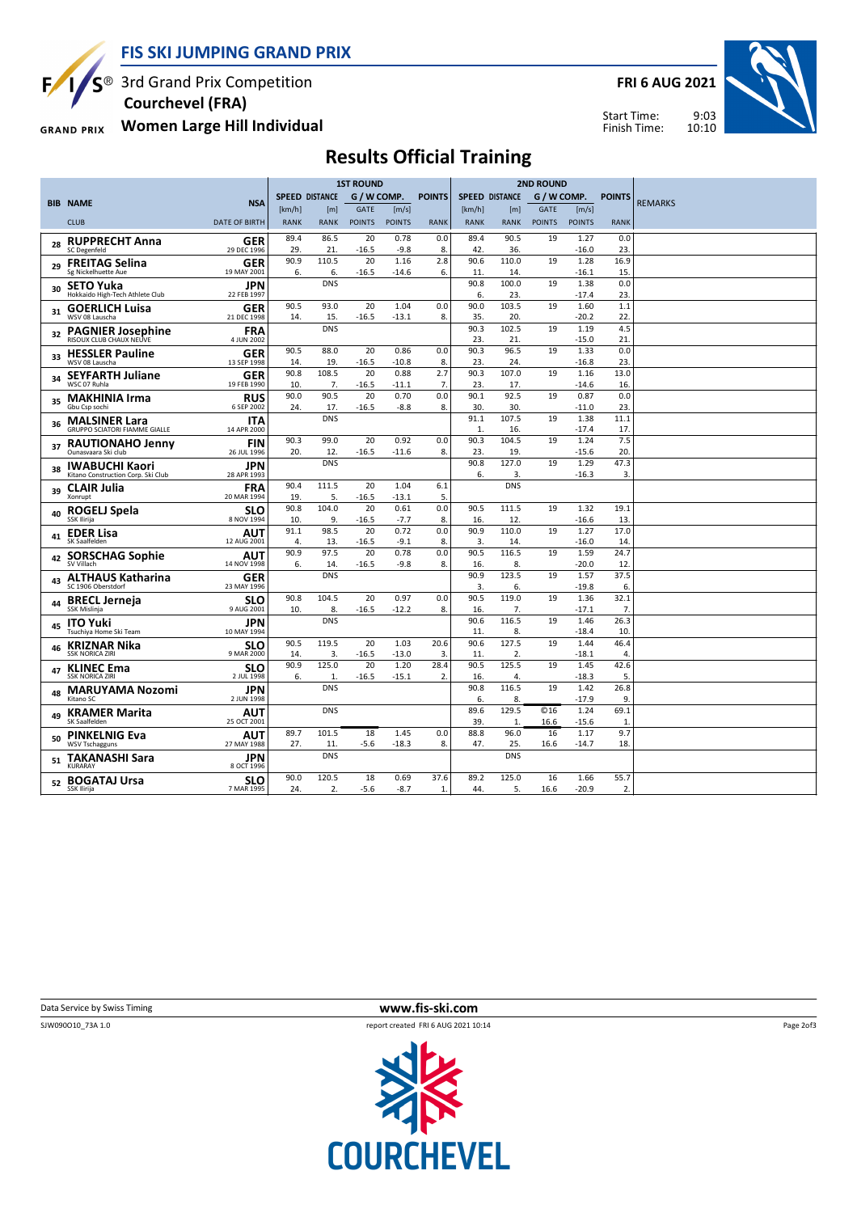# FIS SKI JUMPING GRAND PRIX

3rd Grand Prix Competition
Courchevel (FRA)
Women Large Hill Individual

FRI 6 AUG 2021

Start Time: 9:03
Finish Time: 10:10

## Results Official Training

| BIB | NAME | NSA | 1ST ROUND SPEED [km/h] | DISTANCE [m] | G / W COMP. GATE | [m/s] | POINTS | 2ND ROUND SPEED [km/h] | DISTANCE [m] | G / W COMP. GATE | [m/s] | POINTS | REMARKS |
|---|---|---|---|---|---|---|---|---|---|---|---|---|---|
| | CLUB | DATE OF BIRTH | RANK | RANK | POINTS | POINTS | RANK | RANK | RANK | POINTS | POINTS | RANK | |
| 28 | RUPPRECHT Anna | GER | 89.4 | 86.5 | 20 | 0.78 | 0.0 | 89.4 | 90.5 | 19 | 1.27 | 0.0 | |
| | SC Degenfeld | 29 DEC 1996 | 29. | 21. | -16.5 | -9.8 | 8. | 42. | 36. | | -16.0 | 23. | |
| 29 | FREITAG Selina | GER | 90.9 | 110.5 | 20 | 1.16 | 2.8 | 90.6 | 110.0 | 19 | 1.28 | 16.9 | |
| | Sg Nickelhuette Aue | 19 MAY 2001 | 6. | 6. | -16.5 | -14.6 | 6. | 11. | 14. | | -16.1 | 15. | |
| 30 | SETO Yuka | JPN | | DNS | | | | 90.8 | 100.0 | 19 | 1.38 | 0.0 | |
| | Hokkaido High-Tech Athlete Club | 22 FEB 1997 | | | | | | 6. | 23. | | -17.4 | 23. | |
| 31 | GOERLICH Luisa | GER | 90.5 | 93.0 | 20 | 1.04 | 0.0 | 90.0 | 103.5 | 19 | 1.60 | 1.1 | |
| | WSV 08 Lauscha | 21 DEC 1998 | 14. | 15. | -16.5 | -13.1 | 8. | 35. | 20. | | -20.2 | 22. | |
| 32 | PAGNIER Josephine | FRA | | DNS | | | | 90.3 | 102.5 | 19 | 1.19 | 4.5 | |
| | RISOUX CLUB CHAUX NEUVE | 4 JUN 2002 | | | | | | 23. | 21. | | -15.0 | 21. | |
| 33 | HESSLER Pauline | GER | 90.5 | 88.0 | 20 | 0.86 | 0.0 | 90.3 | 96.5 | 19 | 1.33 | 0.0 | |
| | WSV 08 Lauscha | 13 SEP 1998 | 14. | 19. | -16.5 | -10.8 | 8. | 23. | 24. | | -16.8 | 23. | |
| 34 | SEYFARTH Juliane | GER | 90.8 | 108.5 | 20 | 0.88 | 2.7 | 90.3 | 107.0 | 19 | 1.16 | 13.0 | |
| | WSC 07 Ruhla | 19 FEB 1990 | 10. | 7. | -16.5 | -11.1 | 7. | 23. | 17. | | -14.6 | 16. | |
| 35 | MAKHINIA Irma | RUS | 90.0 | 90.5 | 20 | 0.70 | 0.0 | 90.1 | 92.5 | 19 | 0.87 | 0.0 | |
| | Gbu Csp sochi | 6 SEP 2002 | 24. | 17. | -16.5 | -8.8 | 8. | 30. | 30. | | -11.0 | 23. | |
| 36 | MALSINER Lara | ITA | | DNS | | | | 91.1 | 107.5 | 19 | 1.38 | 11.1 | |
| | GRUPPO SCIATORI FIAMME GIALLE | 14 APR 2000 | | | | | | 1. | 16. | | -17.4 | 17. | |
| 37 | RAUTIONAHO Jenny | FIN | 90.3 | 99.0 | 20 | 0.92 | 0.0 | 90.3 | 104.5 | 19 | 1.24 | 7.5 | |
| | Ounasvaara Ski club | 26 JUL 1996 | 20. | 12. | -16.5 | -11.6 | 8. | 23. | 19. | | -15.6 | 20. | |
| 38 | IWABUCHI Kaori | JPN | | DNS | | | | 90.8 | 127.0 | 19 | 1.29 | 47.3 | |
| | Kitano Construction Corp. Ski Club | 28 APR 1993 | | | | | | 6. | 3. | | -16.3 | 3. | |
| 39 | CLAIR Julia | FRA | 90.4 | 111.5 | 20 | 1.04 | 6.1 | | DNS | | | | |
| | Xonrupt | 20 MAR 1994 | 19. | 5. | -16.5 | -13.1 | 5. | | | | | | |
| 40 | ROGELJ Spela | SLO | 90.8 | 104.0 | 20 | 0.61 | 0.0 | 90.5 | 111.5 | 19 | 1.32 | 19.1 | |
| | SSK Ilirija | 8 NOV 1994 | 10. | 9. | -16.5 | -7.7 | 8. | 16. | 12. | | -16.6 | 13. | |
| 41 | EDER Lisa | AUT | 91.1 | 98.5 | 20 | 0.72 | 0.0 | 90.9 | 110.0 | 19 | 1.27 | 17.0 | |
| | SK Saalfelden | 12 AUG 2001 | 4. | 13. | -16.5 | -9.1 | 8. | 3. | 14. | | -16.0 | 14. | |
| 42 | SORSCHAG Sophie | AUT | 90.9 | 97.5 | 20 | 0.78 | 0.0 | 90.5 | 116.5 | 19 | 1.59 | 24.7 | |
| | SV Villach | 14 NOV 1998 | 6. | 14. | -16.5 | -9.8 | 8. | 16. | 8. | | -20.0 | 12. | |
| 43 | ALTHAUS Katharina | GER | | DNS | | | | 90.9 | 123.5 | 19 | 1.57 | 37.5 | |
| | SC 1906 Oberstdorf | 23 MAY 1996 | | | | | | 3. | 6. | | -19.8 | 6. | |
| 44 | BRECL Jerneja | SLO | 90.8 | 104.5 | 20 | 0.97 | 0.0 | 90.5 | 119.0 | 19 | 1.36 | 32.1 | |
| | SSK Mislinja | 9 AUG 2001 | 10. | 8. | -16.5 | -12.2 | 8. | 16. | 7. | | -17.1 | 7. | |
| 45 | ITO Yuki | JPN | | DNS | | | | 90.6 | 116.5 | 19 | 1.46 | 26.3 | |
| | Tsuchiya Home Ski Team | 10 MAY 1994 | | | | | | 11. | 8. | | -18.4 | 10. | |
| 46 | KRIZNAR Nika | SLO | 90.5 | 119.5 | 20 | 1.03 | 20.6 | 90.6 | 127.5 | 19 | 1.44 | 46.4 | |
| | SSK NORICA ZIRI | 9 MAR 2000 | 14. | 3. | -16.5 | -13.0 | 3. | 11. | 2. | | -18.1 | 4. | |
| 47 | KLINEC Ema | SLO | 90.9 | 125.0 | 20 | 1.20 | 28.4 | 90.5 | 125.5 | 19 | 1.45 | 42.6 | |
| | SSK NORICA ZIRI | 2 JUL 1998 | 6. | 1. | -16.5 | -15.1 | 2. | 16. | 4. | | -18.3 | 5. | |
| 48 | MARUYAMA Nozomi | JPN | | DNS | | | | 90.8 | 116.5 | 19 | 1.42 | 26.8 | |
| | Kitano SC | 2 JUN 1998 | | | | | | 6. | 8. | | -17.9 | 9. | |
| 49 | KRAMER Marita | AUT | | DNS | | | | 89.6 | 129.5 | ©16 | 1.24 | 69.1 | |
| | SK Saalfelden | 25 OCT 2001 | | | | | | 39. | 1. | 16.6 | -15.6 | 1. | |
| 50 | PINKELNIG Eva | AUT | 89.7 | 101.5 | 18 | 1.45 | 0.0 | 88.8 | 96.0 | 16 | 1.17 | 9.7 | |
| | WSV Tschagguns | 27 MAY 1988 | 27. | 11. | -5.6 | -18.3 | 8. | 47. | 25. | 16.6 | -14.7 | 18. | |
| 51 | TAKANASHI Sara | JPN | | DNS | | | | | DNS | | | | |
| | KURARAY | 8 OCT 1996 | | | | | | | | | | | |
| 52 | BOGATAJ Ursa | SLO | 90.0 | 120.5 | 18 | 0.69 | 37.6 | 89.2 | 125.0 | 16 | 1.66 | 55.7 | |
| | SSK Ilirija | 7 MAR 1995 | 24. | 2. | -5.6 | -8.7 | 1. | 44. | 5. | 16.6 | -20.9 | 2. | |

Data Service by Swiss Timing

www.fis-ski.com

SJW090O10_73A 1.0 report created FRI 6 AUG 2021 10:14

COURCHEVEL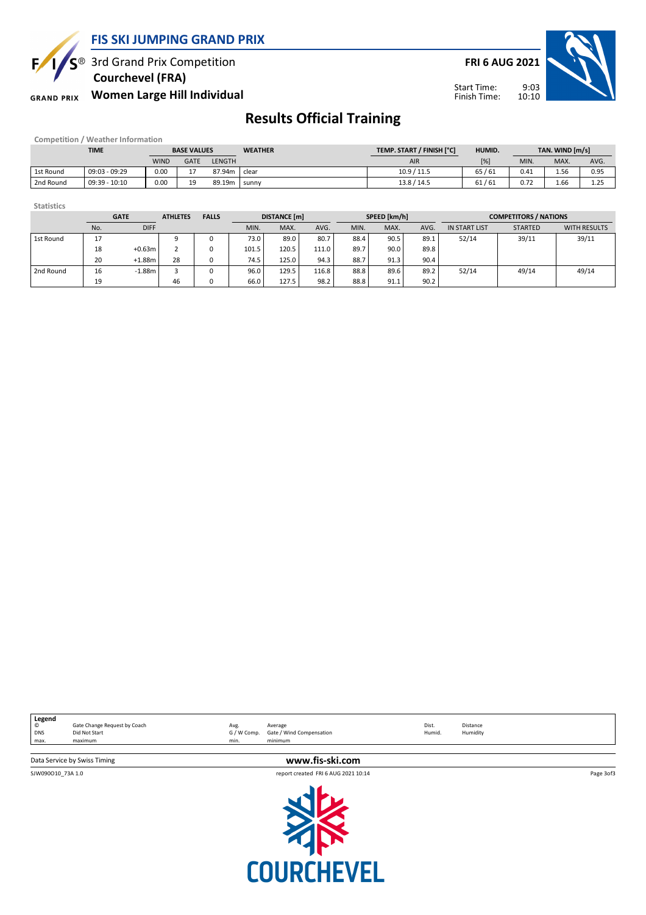# FIS SKI JUMPING GRAND PRIX

3rd Grand Prix Competition
**Courchevel (FRA)**
**Women Large Hill Individual**

**FRI 6 AUG 2021**

Start Time: 9:03
Finish Time: 10:10

## Results Official Training

**Competition / Weather Information**

| TIME | | BASE VALUES | | | WEATHER | TEMP. START / FINISH [°C] | HUMID. | TAN. WIND [m/s] | | |
|---|---|---|---|---|---|---|---|---|---|---|
| | | WIND | GATE | LENGTH | | AIR | [%] | MIN. | MAX. | AVG. |
| 1st Round | 09:03 - 09:29 | 0.00 | 17 | 87.94m | clear | 10.9 / 11.5 | 65 / 61 | 0.41 | 1.56 | 0.95 |
| 2nd Round | 09:39 - 10:10 | 0.00 | 19 | 89.19m | sunny | 13.8 / 14.5 | 61 / 61 | 0.72 | 1.66 | 1.25 |

**Statistics**

| | GATE | | ATHLETES | FALLS | DISTANCE [m] | | | SPEED [km/h] | | | COMPETITORS / NATIONS | | |
|---|---|---|---|---|---|---|---|---|---|---|---|---|---|
| | No. | DIFF | | | MIN. | MAX. | AVG. | MIN. | MAX. | AVG. | IN START LIST | STARTED | WITH RESULTS |
| 1st Round | 17 | | 9 | 0 | 73.0 | 89.0 | 80.7 | 88.4 | 90.5 | 89.1 | 52/14 | 39/11 | 39/11 |
| | 18 | +0.63m | 2 | 0 | 101.5 | 120.5 | 111.0 | 89.7 | 90.0 | 89.8 | | | |
| | 20 | +1.88m | 28 | 0 | 74.5 | 125.0 | 94.3 | 88.7 | 91.3 | 90.4 | | | |
| 2nd Round | 16 | -1.88m | 3 | 0 | 96.0 | 129.5 | 116.8 | 88.8 | 89.6 | 89.2 | 52/14 | 49/14 | 49/14 |
| | 19 | | 46 | 0 | 66.0 | 127.5 | 98.2 | 88.8 | 91.1 | 90.2 | | | |

**Legend**

| | | | | | |
|---|---|---|---|---|---|
| © | Gate Change Request by Coach | Avg. | Average | Dist. | Distance |
| DNS | Did Not Start | G / W Comp. | Gate / Wind Compensation | Humid. | Humidity |
| max. | maximum | min. | minimum | | |

Data Service by Swiss Timing
www.fis-ski.com
SJW090O10_73A 1.0
report created FRI 6 AUG 2021 10:14

COURCHEVEL